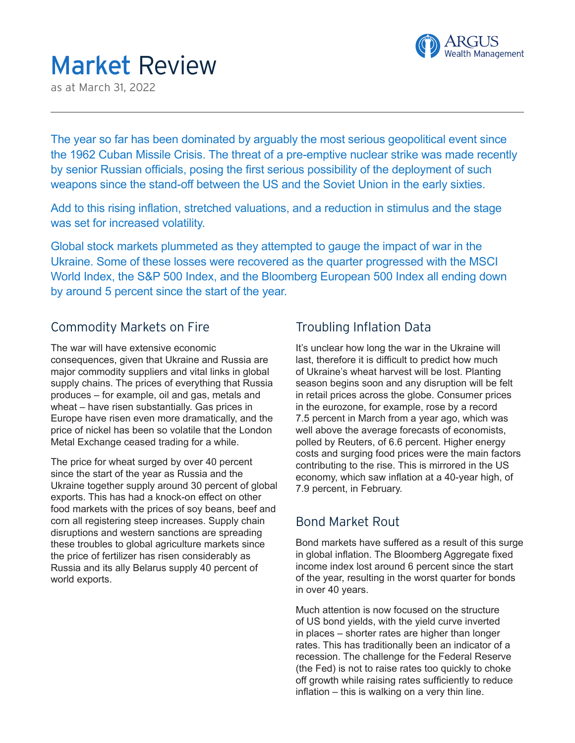# Market Review

as at March 31, 2022

ARGUS Wealth Management

---

The year so far has been dominated by arguably the most serious geopolitical event since the 1962 Cuban Missile Crisis. The threat of a pre-emptive nuclear strike was made recently by senior Russian officials, posing the first serious possibility of the deployment of such weapons since the stand-off between the US and the Soviet Union in the early sixties.

Add to this rising inflation, stretched valuations, and a reduction in stimulus and the stage was set for increased volatility.

Global stock markets plummeted as they attempted to gauge the impact of war in the Ukraine. Some of these losses were recovered as the quarter progressed with the MSCI World Index, the S&P 500 Index, and the Bloomberg European 500 Index all ending down by around 5 percent since the start of the year.

## Commodity Markets on Fire

The war will have extensive economic consequences, given that Ukraine and Russia are major commodity suppliers and vital links in global supply chains. The prices of everything that Russia produces – for example, oil and gas, metals and wheat – have risen substantially. Gas prices in Europe have risen even more dramatically, and the price of nickel has been so volatile that the London Metal Exchange ceased trading for a while.

The price for wheat surged by over 40 percent since the start of the year as Russia and the Ukraine together supply around 30 percent of global exports. This has had a knock-on effect on other food markets with the prices of soy beans, beef and corn all registering steep increases. Supply chain disruptions and western sanctions are spreading these troubles to global agriculture markets since the price of fertilizer has risen considerably as Russia and its ally Belarus supply 40 percent of world exports.

## Troubling Inflation Data

It's unclear how long the war in the Ukraine will last, therefore it is difficult to predict how much of Ukraine's wheat harvest will be lost. Planting season begins soon and any disruption will be felt in retail prices across the globe. Consumer prices in the eurozone, for example, rose by a record 7.5 percent in March from a year ago, which was well above the average forecasts of economists, polled by Reuters, of 6.6 percent. Higher energy costs and surging food prices were the main factors contributing to the rise. This is mirrored in the US economy, which saw inflation at a 40-year high, of 7.9 percent, in February.

## Bond Market Rout

Bond markets have suffered as a result of this surge in global inflation. The Bloomberg Aggregate fixed income index lost around 6 percent since the start of the year, resulting in the worst quarter for bonds in over 40 years.

Much attention is now focused on the structure of US bond yields, with the yield curve inverted in places – shorter rates are higher than longer rates. This has traditionally been an indicator of a recession. The challenge for the Federal Reserve (the Fed) is not to raise rates too quickly to choke off growth while raising rates sufficiently to reduce inflation – this is walking on a very thin line.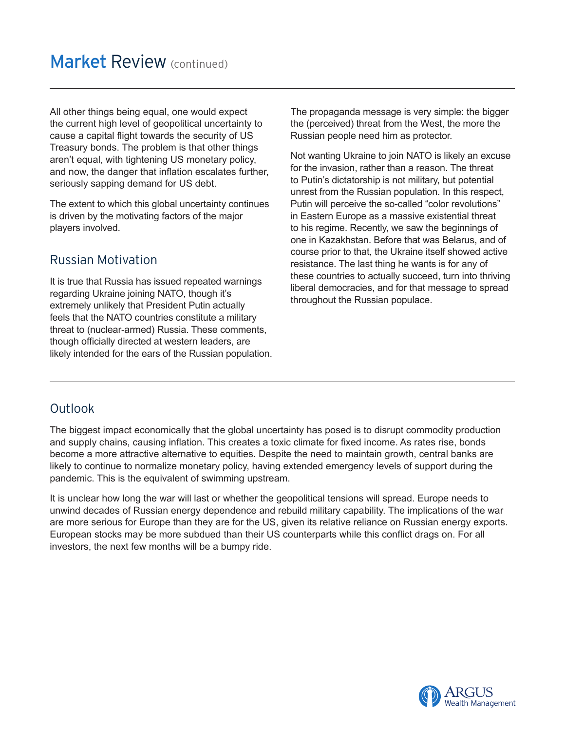# Market Review (continued)

All other things being equal, one would expect the current high level of geopolitical uncertainty to cause a capital flight towards the security of US Treasury bonds. The problem is that other things aren't equal, with tightening US monetary policy, and now, the danger that inflation escalates further, seriously sapping demand for US debt.

The extent to which this global uncertainty continues is driven by the motivating factors of the major players involved.

## Russian Motivation

It is true that Russia has issued repeated warnings regarding Ukraine joining NATO, though it's extremely unlikely that President Putin actually feels that the NATO countries constitute a military threat to (nuclear-armed) Russia. These comments, though officially directed at western leaders, are likely intended for the ears of the Russian population. The propaganda message is very simple: the bigger the (perceived) threat from the West, the more the Russian people need him as protector.

Not wanting Ukraine to join NATO is likely an excuse for the invasion, rather than a reason. The threat to Putin's dictatorship is not military, but potential unrest from the Russian population. In this respect, Putin will perceive the so-called "color revolutions" in Eastern Europe as a massive existential threat to his regime. Recently, we saw the beginnings of one in Kazakhstan. Before that was Belarus, and of course prior to that, the Ukraine itself showed active resistance. The last thing he wants is for any of these countries to actually succeed, turn into thriving liberal democracies, and for that message to spread throughout the Russian populace.

## Outlook

The biggest impact economically that the global uncertainty has posed is to disrupt commodity production and supply chains, causing inflation. This creates a toxic climate for fixed income. As rates rise, bonds become a more attractive alternative to equities. Despite the need to maintain growth, central banks are likely to continue to normalize monetary policy, having extended emergency levels of support during the pandemic. This is the equivalent of swimming upstream.

It is unclear how long the war will last or whether the geopolitical tensions will spread. Europe needs to unwind decades of Russian energy dependence and rebuild military capability. The implications of the war are more serious for Europe than they are for the US, given its relative reliance on Russian energy exports. European stocks may be more subdued than their US counterparts while this conflict drags on. For all investors, the next few months will be a bumpy ride.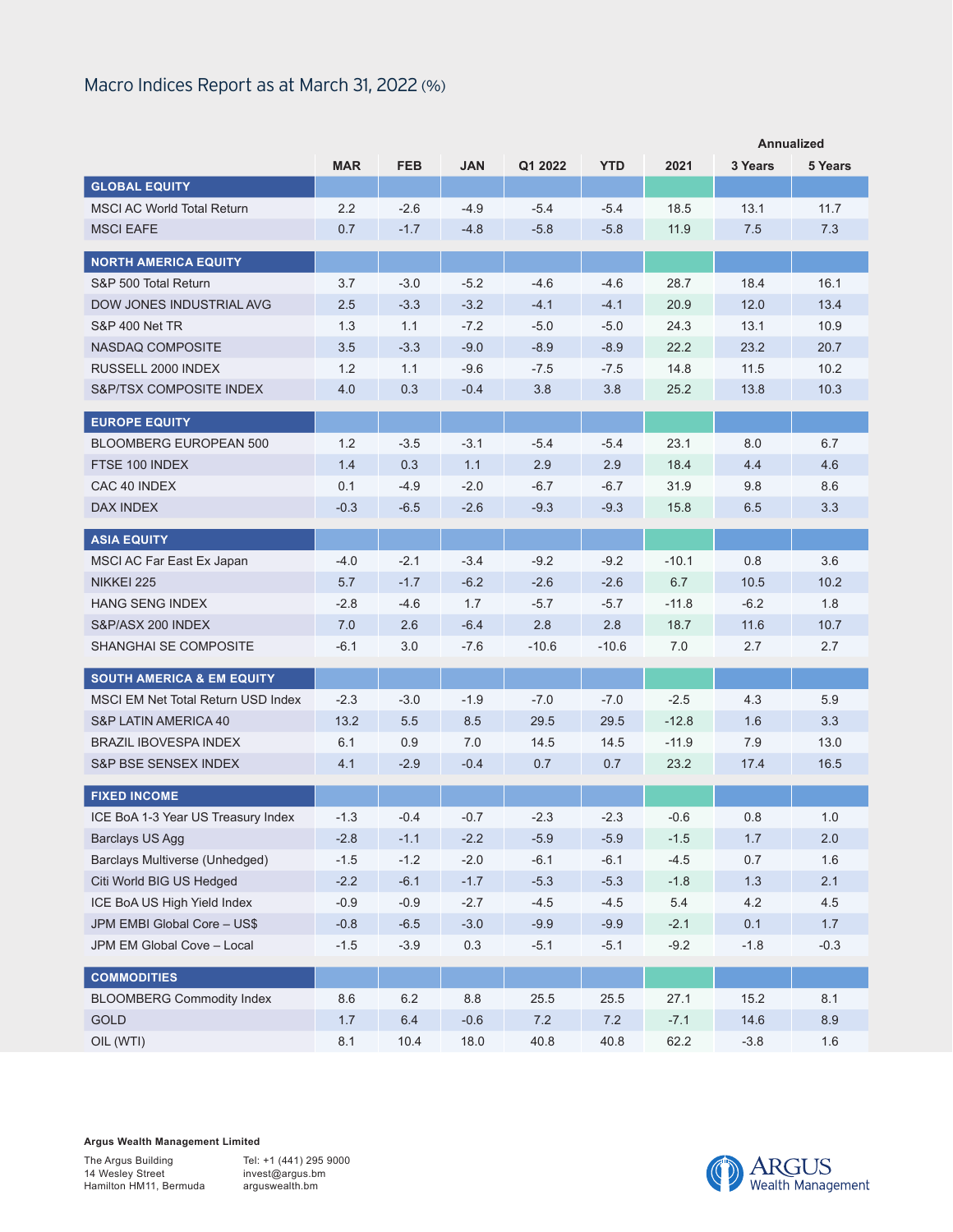# Macro Indices Report as at March 31, 2022 (%)

| | MAR | FEB | JAN | Q1 2022 | YTD | 2021 | Annualized 3 Years | Annualized 5 Years |
|---|---|---|---|---|---|---|---|---|
| **GLOBAL EQUITY** | | | | | | | | |
| MSCI AC World Total Return | 2.2 | -2.6 | -4.9 | -5.4 | -5.4 | 18.5 | 13.1 | 11.7 |
| MSCI EAFE | 0.7 | -1.7 | -4.8 | -5.8 | -5.8 | 11.9 | 7.5 | 7.3 |
| **NORTH AMERICA EQUITY** | | | | | | | | |
| S&P 500 Total Return | 3.7 | -3.0 | -5.2 | -4.6 | -4.6 | 28.7 | 18.4 | 16.1 |
| DOW JONES INDUSTRIAL AVG | 2.5 | -3.3 | -3.2 | -4.1 | -4.1 | 20.9 | 12.0 | 13.4 |
| S&P 400 Net TR | 1.3 | 1.1 | -7.2 | -5.0 | -5.0 | 24.3 | 13.1 | 10.9 |
| NASDAQ COMPOSITE | 3.5 | -3.3 | -9.0 | -8.9 | -8.9 | 22.2 | 23.2 | 20.7 |
| RUSSELL 2000 INDEX | 1.2 | 1.1 | -9.6 | -7.5 | -7.5 | 14.8 | 11.5 | 10.2 |
| S&P/TSX COMPOSITE INDEX | 4.0 | 0.3 | -0.4 | 3.8 | 3.8 | 25.2 | 13.8 | 10.3 |
| **EUROPE EQUITY** | | | | | | | | |
| BLOOMBERG EUROPEAN 500 | 1.2 | -3.5 | -3.1 | -5.4 | -5.4 | 23.1 | 8.0 | 6.7 |
| FTSE 100 INDEX | 1.4 | 0.3 | 1.1 | 2.9 | 2.9 | 18.4 | 4.4 | 4.6 |
| CAC 40 INDEX | 0.1 | -4.9 | -2.0 | -6.7 | -6.7 | 31.9 | 9.8 | 8.6 |
| DAX INDEX | -0.3 | -6.5 | -2.6 | -9.3 | -9.3 | 15.8 | 6.5 | 3.3 |
| **ASIA EQUITY** | | | | | | | | |
| MSCI AC Far East Ex Japan | -4.0 | -2.1 | -3.4 | -9.2 | -9.2 | -10.1 | 0.8 | 3.6 |
| NIKKEI 225 | 5.7 | -1.7 | -6.2 | -2.6 | -2.6 | 6.7 | 10.5 | 10.2 |
| HANG SENG INDEX | -2.8 | -4.6 | 1.7 | -5.7 | -5.7 | -11.8 | -6.2 | 1.8 |
| S&P/ASX 200 INDEX | 7.0 | 2.6 | -6.4 | 2.8 | 2.8 | 18.7 | 11.6 | 10.7 |
| SHANGHAI SE COMPOSITE | -6.1 | 3.0 | -7.6 | -10.6 | -10.6 | 7.0 | 2.7 | 2.7 |
| **SOUTH AMERICA & EM EQUITY** | | | | | | | | |
| MSCI EM Net Total Return USD Index | -2.3 | -3.0 | -1.9 | -7.0 | -7.0 | -2.5 | 4.3 | 5.9 |
| S&P LATIN AMERICA 40 | 13.2 | 5.5 | 8.5 | 29.5 | 29.5 | -12.8 | 1.6 | 3.3 |
| BRAZIL IBOVESPA INDEX | 6.1 | 0.9 | 7.0 | 14.5 | 14.5 | -11.9 | 7.9 | 13.0 |
| S&P BSE SENSEX INDEX | 4.1 | -2.9 | -0.4 | 0.7 | 0.7 | 23.2 | 17.4 | 16.5 |
| **FIXED INCOME** | | | | | | | | |
| ICE BoA 1-3 Year US Treasury Index | -1.3 | -0.4 | -0.7 | -2.3 | -2.3 | -0.6 | 0.8 | 1.0 |
| Barclays US Agg | -2.8 | -1.1 | -2.2 | -5.9 | -5.9 | -1.5 | 1.7 | 2.0 |
| Barclays Multiverse (Unhedged) | -1.5 | -1.2 | -2.0 | -6.1 | -6.1 | -4.5 | 0.7 | 1.6 |
| Citi World BIG US Hedged | -2.2 | -6.1 | -1.7 | -5.3 | -5.3 | -1.8 | 1.3 | 2.1 |
| ICE BoA US High Yield Index | -0.9 | -0.9 | -2.7 | -4.5 | -4.5 | 5.4 | 4.2 | 4.5 |
| JPM EMBI Global Core – US$ | -0.8 | -6.5 | -3.0 | -9.9 | -9.9 | -2.1 | 0.1 | 1.7 |
| JPM EM Global Cove – Local | -1.5 | -3.9 | 0.3 | -5.1 | -5.1 | -9.2 | -1.8 | -0.3 |
| **COMMODITIES** | | | | | | | | |
| BLOOMBERG Commodity Index | 8.6 | 6.2 | 8.8 | 25.5 | 25.5 | 27.1 | 15.2 | 8.1 |
| GOLD | 1.7 | 6.4 | -0.6 | 7.2 | 7.2 | -7.1 | 14.6 | 8.9 |
| OIL (WTI) | 8.1 | 10.4 | 18.0 | 40.8 | 40.8 | 62.2 | -3.8 | 1.6 |

**Argus Wealth Management Limited**

The Argus Building
14 Wesley Street
Hamilton HM11, Bermuda

Tel: +1 (441) 295 9000
invest@argus.bm
arguswealth.bm

ARGUS Wealth Management